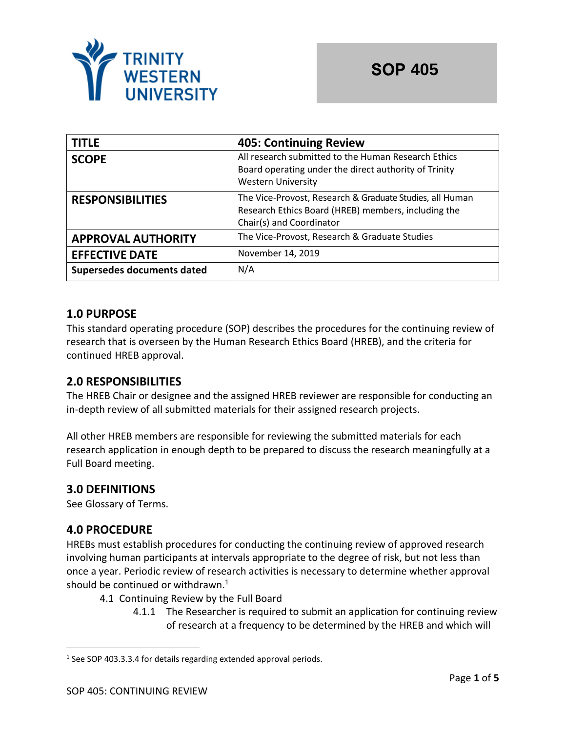TRINITY WESTERN UNIVERSITY

**SOP 405**

| **TITLE** | **405: Continuing Review** |
|---|---|
| **SCOPE** | All research submitted to the Human Research Ethics Board operating under the direct authority of Trinity Western University |
| **RESPONSIBILITIES** | The Vice-Provost, Research & Graduate Studies, all Human Research Ethics Board (HREB) members, including the Chair(s) and Coordinator |
| **APPROVAL AUTHORITY** | The Vice-Provost, Research & Graduate Studies |
| **EFFECTIVE DATE** | November 14, 2019 |
| **Supersedes documents dated** | N/A |

## 1.0 PURPOSE

This standard operating procedure (SOP) describes the procedures for the continuing review of research that is overseen by the Human Research Ethics Board (HREB), and the criteria for continued HREB approval.

## 2.0 RESPONSIBILITIES

The HREB Chair or designee and the assigned HREB reviewer are responsible for conducting an in-depth review of all submitted materials for their assigned research projects.

All other HREB members are responsible for reviewing the submitted materials for each research application in enough depth to be prepared to discuss the research meaningfully at a Full Board meeting.

## 3.0 DEFINITIONS

See Glossary of Terms.

## 4.0 PROCEDURE

HREBs must establish procedures for conducting the continuing review of approved research involving human participants at intervals appropriate to the degree of risk, but not less than once a year. Periodic review of research activities is necessary to determine whether approval should be continued or withdrawn.[1]

4.1 Continuing Review by the Full Board

4.1.1 The Researcher is required to submit an application for continuing review of research at a frequency to be determined by the HREB and which will

[1] See SOP 403.3.3.4 for details regarding extended approval periods.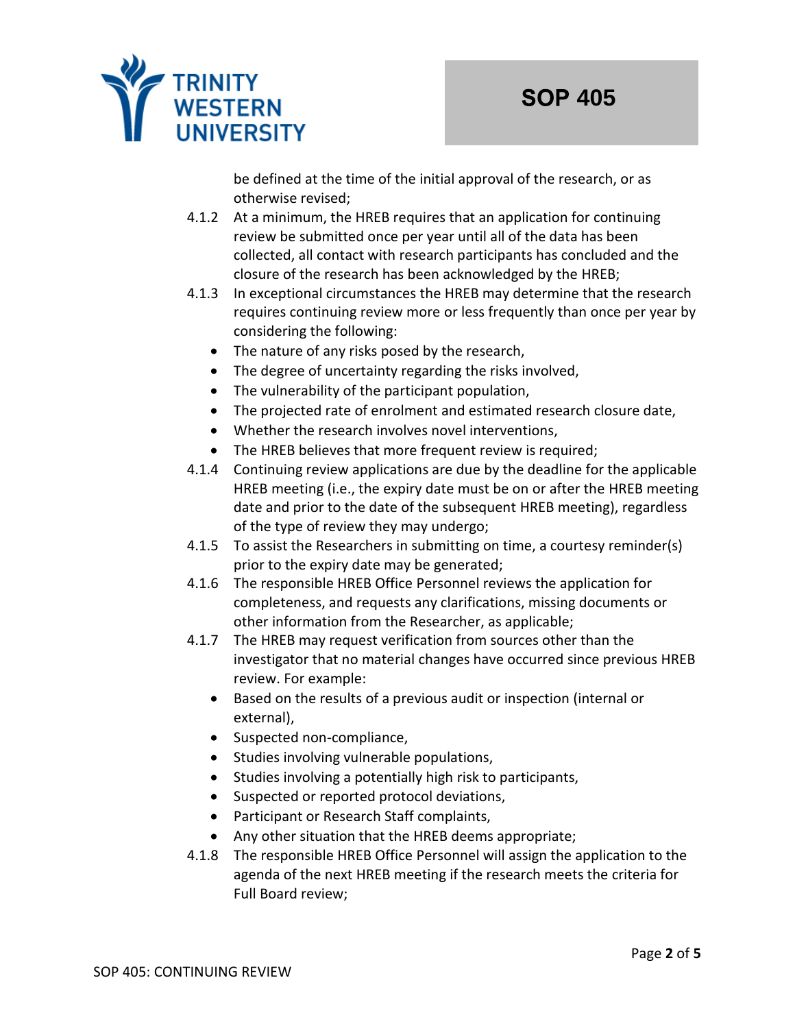be defined at the time of the initial approval of the research, or as otherwise revised;

4.1.2 At a minimum, the HREB requires that an application for continuing review be submitted once per year until all of the data has been collected, all contact with research participants has concluded and the closure of the research has been acknowledged by the HREB;

4.1.3 In exceptional circumstances the HREB may determine that the research requires continuing review more or less frequently than once per year by considering the following:

- The nature of any risks posed by the research,
- The degree of uncertainty regarding the risks involved,
- The vulnerability of the participant population,
- The projected rate of enrolment and estimated research closure date,
- Whether the research involves novel interventions,
- The HREB believes that more frequent review is required;

4.1.4 Continuing review applications are due by the deadline for the applicable HREB meeting (i.e., the expiry date must be on or after the HREB meeting date and prior to the date of the subsequent HREB meeting), regardless of the type of review they may undergo;

4.1.5 To assist the Researchers in submitting on time, a courtesy reminder(s) prior to the expiry date may be generated;

4.1.6 The responsible HREB Office Personnel reviews the application for completeness, and requests any clarifications, missing documents or other information from the Researcher, as applicable;

4.1.7 The HREB may request verification from sources other than the investigator that no material changes have occurred since previous HREB review. For example:

- Based on the results of a previous audit or inspection (internal or external),
- Suspected non-compliance,
- Studies involving vulnerable populations,
- Studies involving a potentially high risk to participants,
- Suspected or reported protocol deviations,
- Participant or Research Staff complaints,
- Any other situation that the HREB deems appropriate;

4.1.8 The responsible HREB Office Personnel will assign the application to the agenda of the next HREB meeting if the research meets the criteria for Full Board review;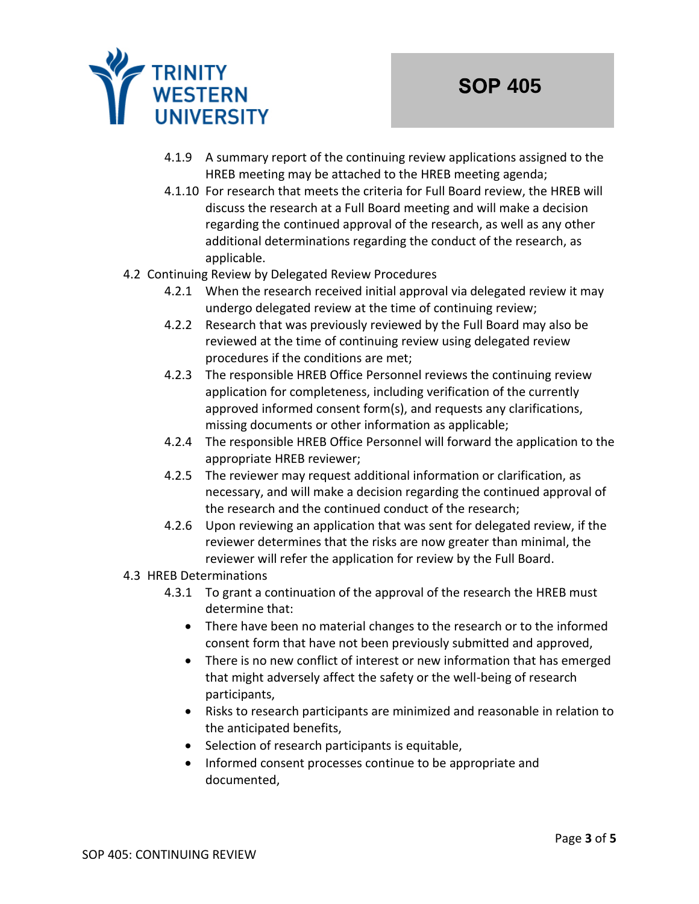4.1.9 A summary report of the continuing review applications assigned to the HREB meeting may be attached to the HREB meeting agenda;

4.1.10 For research that meets the criteria for Full Board review, the HREB will discuss the research at a Full Board meeting and will make a decision regarding the continued approval of the research, as well as any other additional determinations regarding the conduct of the research, as applicable.

4.2 Continuing Review by Delegated Review Procedures

4.2.1 When the research received initial approval via delegated review it may undergo delegated review at the time of continuing review;

4.2.2 Research that was previously reviewed by the Full Board may also be reviewed at the time of continuing review using delegated review procedures if the conditions are met;

4.2.3 The responsible HREB Office Personnel reviews the continuing review application for completeness, including verification of the currently approved informed consent form(s), and requests any clarifications, missing documents or other information as applicable;

4.2.4 The responsible HREB Office Personnel will forward the application to the appropriate HREB reviewer;

4.2.5 The reviewer may request additional information or clarification, as necessary, and will make a decision regarding the continued approval of the research and the continued conduct of the research;

4.2.6 Upon reviewing an application that was sent for delegated review, if the reviewer determines that the risks are now greater than minimal, the reviewer will refer the application for review by the Full Board.

4.3 HREB Determinations

4.3.1 To grant a continuation of the approval of the research the HREB must determine that:

- There have been no material changes to the research or to the informed consent form that have not been previously submitted and approved,
- There is no new conflict of interest or new information that has emerged that might adversely affect the safety or the well-being of research participants,
- Risks to research participants are minimized and reasonable in relation to the anticipated benefits,
- Selection of research participants is equitable,
- Informed consent processes continue to be appropriate and documented,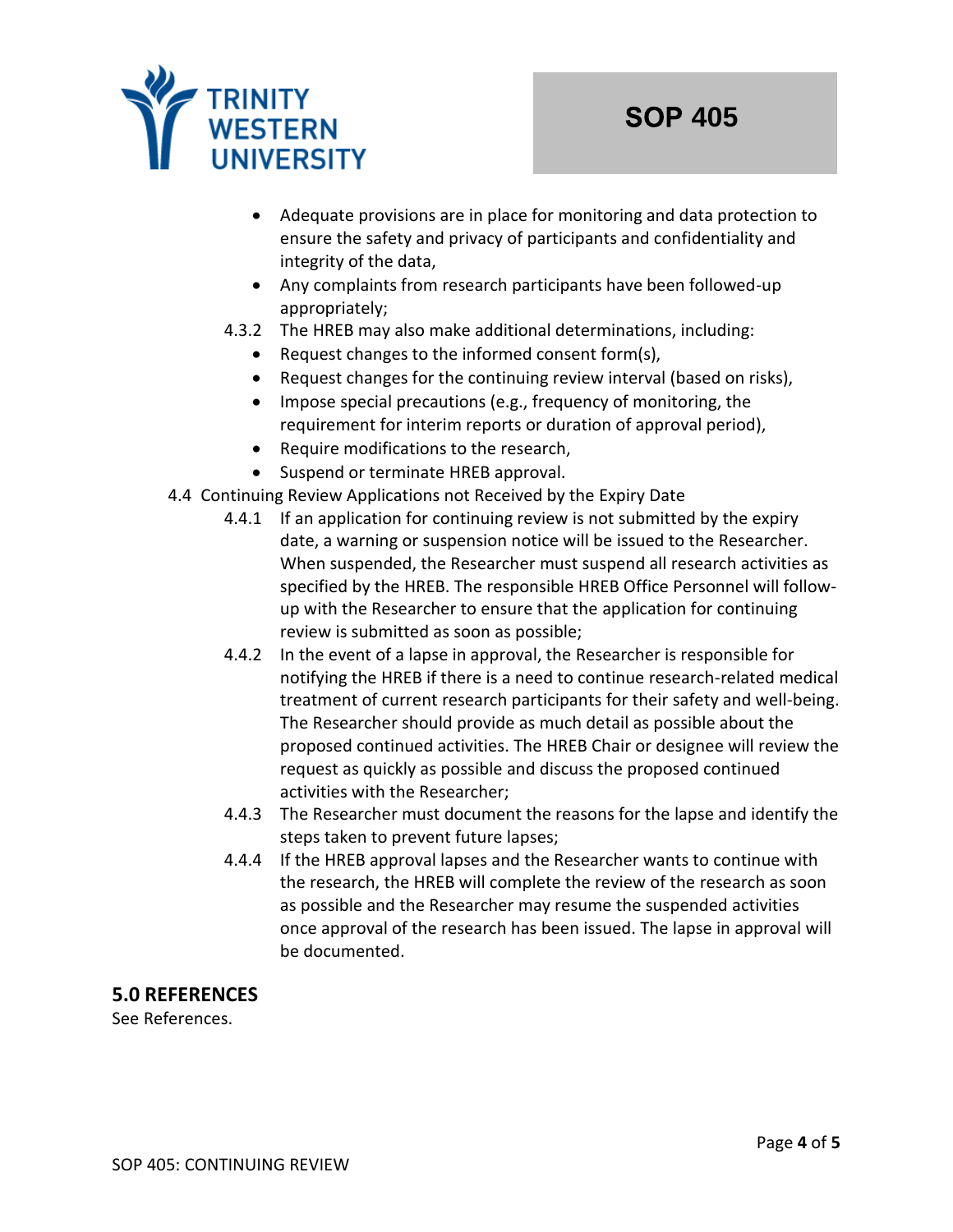- Adequate provisions are in place for monitoring and data protection to ensure the safety and privacy of participants and confidentiality and integrity of the data,
- Any complaints from research participants have been followed-up appropriately;

4.3.2 The HREB may also make additional determinations, including:

- Request changes to the informed consent form(s),
- Request changes for the continuing review interval (based on risks),
- Impose special precautions (e.g., frequency of monitoring, the requirement for interim reports or duration of approval period),
- Require modifications to the research,
- Suspend or terminate HREB approval.

4.4 Continuing Review Applications not Received by the Expiry Date

4.4.1 If an application for continuing review is not submitted by the expiry date, a warning or suspension notice will be issued to the Researcher. When suspended, the Researcher must suspend all research activities as specified by the HREB. The responsible HREB Office Personnel will follow-up with the Researcher to ensure that the application for continuing review is submitted as soon as possible;

4.4.2 In the event of a lapse in approval, the Researcher is responsible for notifying the HREB if there is a need to continue research-related medical treatment of current research participants for their safety and well-being. The Researcher should provide as much detail as possible about the proposed continued activities. The HREB Chair or designee will review the request as quickly as possible and discuss the proposed continued activities with the Researcher;

4.4.3 The Researcher must document the reasons for the lapse and identify the steps taken to prevent future lapses;

4.4.4 If the HREB approval lapses and the Researcher wants to continue with the research, the HREB will complete the review of the research as soon as possible and the Researcher may resume the suspended activities once approval of the research has been issued. The lapse in approval will be documented.

## 5.0 REFERENCES

See References.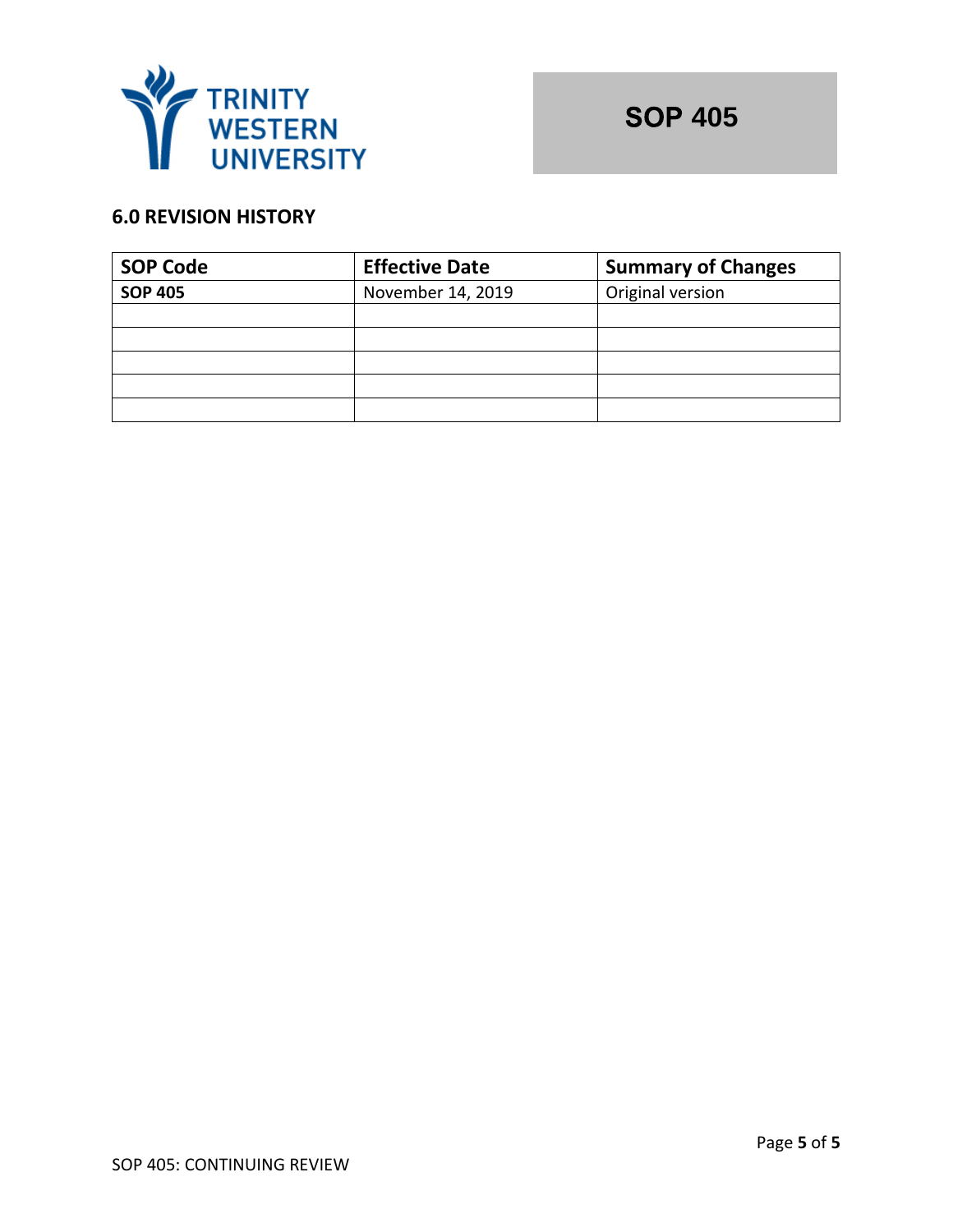## 6.0 REVISION HISTORY

| SOP Code | Effective Date | Summary of Changes |
|---|---|---|
| **SOP 405** | November 14, 2019 | Original version |
| | | |
| | | |
| | | |
| | | |
| | | |